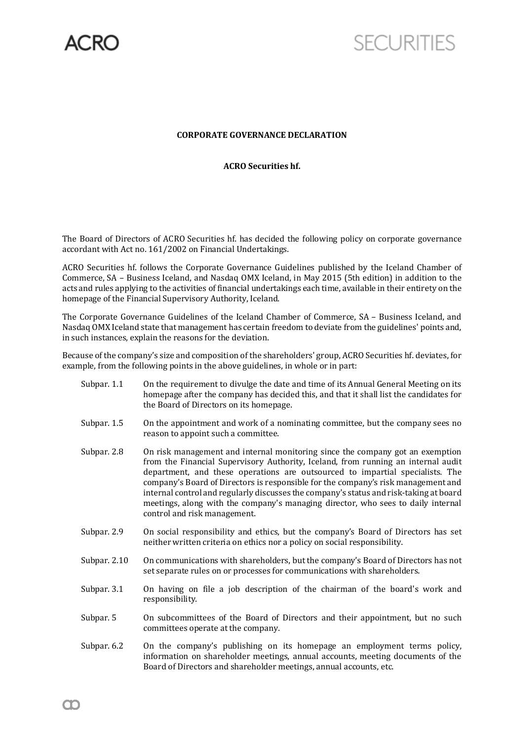## CORPORATE GOVERNANCE DECLARATION

### ACRO Securities hf.

The Board of Directors of ACRO Securities hf. has decided the following policy on corporate governance accordant with Act no. 161/2002 on Financial Undertakings.

ACRO Securities hf. follows the Corporate Governance Guidelines published by the Iceland Chamber of Commerce, SA – Business Iceland, and Nasdaq OMX Iceland, in May 2015 (5th edition) in addition to the acts and rules applying to the activities of financial undertakings each time, available in their entirety on the homepage of the Financial Supervisory Authority, Iceland.

The Corporate Governance Guidelines of the Iceland Chamber of Commerce, SA – Business Iceland, and Nasdaq OMX Iceland state that management has certain freedom to deviate from the guidelines' points and, in such instances, explain the reasons for the deviation.

Because of the company's size and composition of the shareholders' group, ACRO Securities hf. deviates, for example, from the following points in the above guidelines, in whole or in part:

- **Subpar. 1.1** On the requirement to divulge the date and time of its Annual General Meeting on its homepage after the company has decided this, and that it shall list the candidates for the Board of Directors on its homepage.
- **Subpar. 1.5** On the appointment and work of a nominating committee, but the company sees no reason to appoint such a committee.
- **Subpar. 2.8** On risk management and internal monitoring since the company got an exemption from the Financial Supervisory Authority, Iceland, from running an internal audit department, and these operations are outsourced to impartial specialists. The company's Board of Directors is responsible for the company's risk management and internal control and regularly discusses the company's status and risk-taking at board meetings, along with the company's managing director, who sees to daily internal control and risk management.
- **Subpar. 2.9** On social responsibility and ethics, but the company's Board of Directors has set neither written criteria on ethics nor a policy on social responsibility.
- **Subpar. 2.10** On communications with shareholders, but the company's Board of Directors has not set separate rules on or processes for communications with shareholders.
- **Subpar. 3.1** On having on file a job description of the chairman of the board's work and responsibility.
- **Subpar. 5** On subcommittees of the Board of Directors and their appointment, but no such committees operate at the company.
- **Subpar. 6.2** On the company's publishing on its homepage an employment terms policy, information on shareholder meetings, annual accounts, meeting documents of the Board of Directors and shareholder meetings, annual accounts, etc.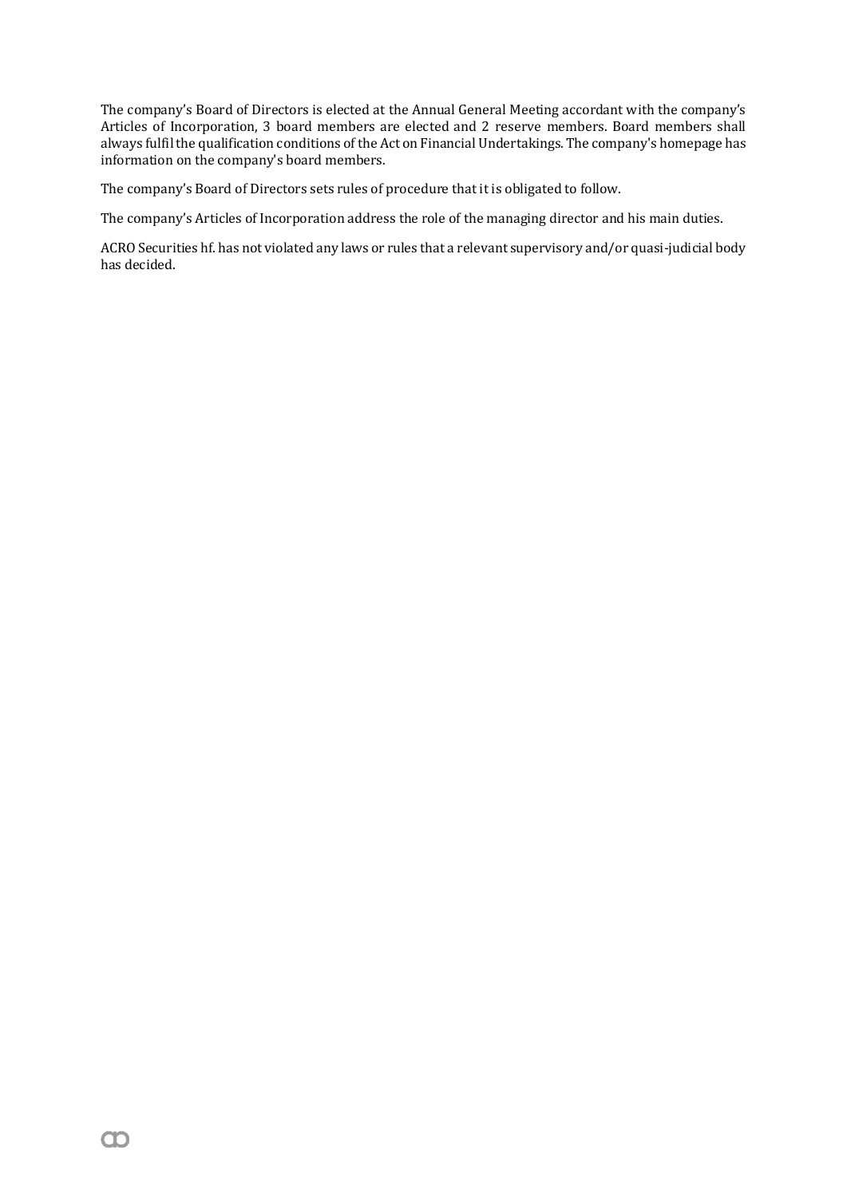The company's Board of Directors is elected at the Annual General Meeting accordant with the company's Articles of Incorporation, 3 board members are elected and 2 reserve members. Board members shall always fulfil the qualification conditions of the Act on Financial Undertakings. The company's homepage has information on the company's board members.

The company's Board of Directors sets rules of procedure that it is obligated to follow.

The company's Articles of Incorporation address the role of the managing director and his main duties.

ACRO Securities hf. has not violated any laws or rules that a relevant supervisory and/or quasi-judicial body has decided.